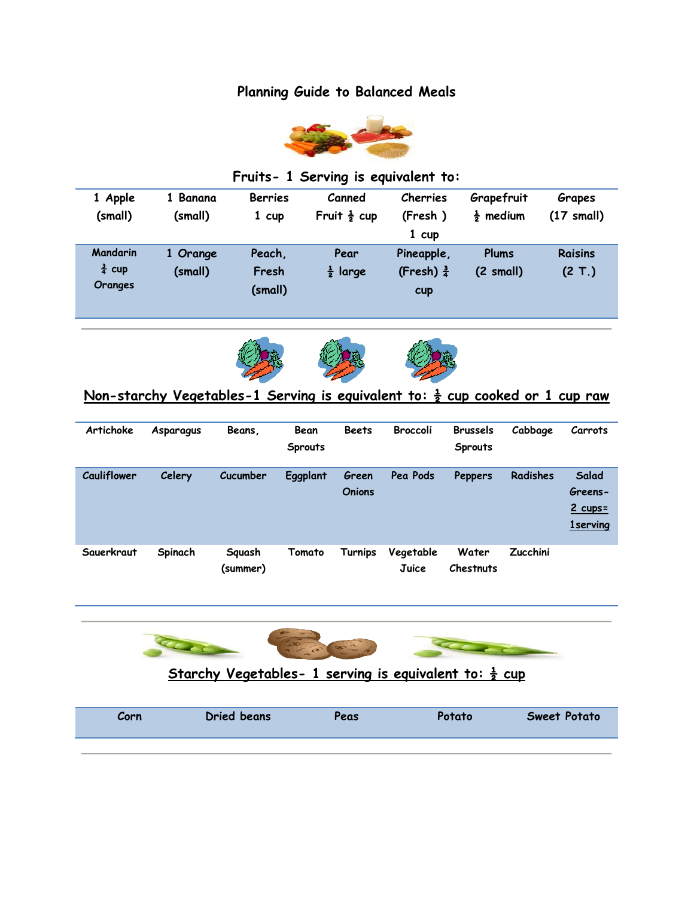# Planning Guide to Balanced Meals

## Fruits- 1 Serving is equivalent to:

| 1 Apple (small) | 1 Banana (small) | Berries 1 cup | Canned Fruit ½ cup | Cherries (Fresh ) 1 cup | Grapefruit ½ medium | Grapes (17 small) |
|---|---|---|---|---|---|---|
| Mandarin ¾ cup Oranges | 1 Orange (small) | Peach, Fresh (small) | Pear ½ large | Pineapple, (Fresh) ¾ cup | Plums (2 small) | Raisins (2 T.) |

## Non-starchy Vegetables-1 Serving is equivalent to: ½ cup cooked or 1 cup raw

| Artichoke | Asparagus | Beans, | Bean Sprouts | Beets | Broccoli | Brussels Sprouts | Cabbage | Carrots |
|---|---|---|---|---|---|---|---|---|
| Cauliflower | Celery | Cucumber | Eggplant | Green Onions | Pea Pods | Peppers | Radishes | Salad Greens- 2 cups= 1serving |
| Sauerkraut | Spinach | Squash (summer) | Tomato | Turnips | Vegetable Juice | Water Chestnuts | Zucchini | |

## Starchy Vegetables- 1 serving is equivalent to: ½ cup

| Corn | Dried beans | Peas | Potato | Sweet Potato |
|---|---|---|---|---|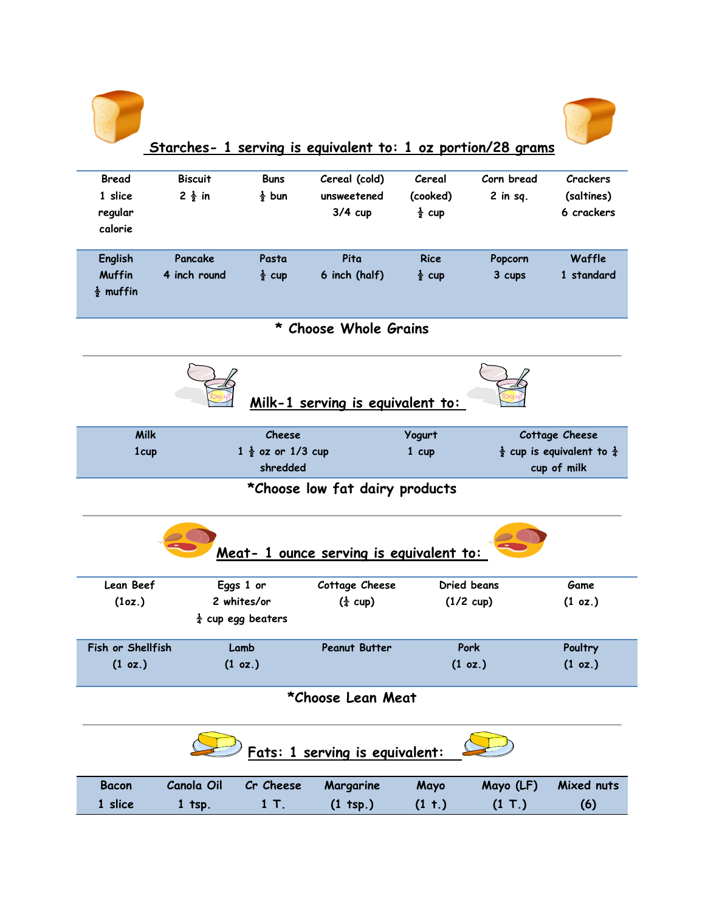## Starches- 1 serving is equivalent to: 1 oz portion/28 grams

| | | | | | | |
|---|---|---|---|---|---|---|
| Bread<br>1 slice regular calorie | Biscuit<br>2 ½ in | Buns<br>½ bun | Cereal (cold) unsweetened<br>3/4 cup | Cereal (cooked)<br>½ cup | Corn bread<br>2 in sq. | Crackers (saltines)<br>6 crackers |
| English Muffin<br>½ muffin | Pancake<br>4 inch round | Pasta<br>½ cup | Pita<br>6 inch (half) | Rice<br>½ cup | Popcorn<br>3 cups | Waffle<br>1 standard |

**\* Choose Whole Grains**

## Milk-1 serving is equivalent to:

| | | | |
|---|---|---|---|
| Milk<br>1cup | Cheese<br>1 ½ oz or 1/3 cup shredded | Yogurt<br>1 cup | Cottage Cheese<br>½ cup is equivalent to ¼ cup of milk |

**\*Choose low fat dairy products**

## Meat- 1 ounce serving is equivalent to:

| | | | | |
|---|---|---|---|---|
| Lean Beef<br>(1oz.) | Eggs 1 or<br>2 whites/or<br>¼ cup egg beaters | Cottage Cheese<br>(¼ cup) | Dried beans<br>(1/2 cup) | Game<br>(1 oz.) |
| Fish or Shellfish<br>(1 oz.) | Lamb<br>(1 oz.) | Peanut Butter | Pork<br>(1 oz.) | Poultry<br>(1 oz.) |

**\*Choose Lean Meat**

## Fats: 1 serving is equivalent:

| Bacon | Canola Oil | Cr Cheese | Margarine | Mayo | Mayo (LF) | Mixed nuts |
|---|---|---|---|---|---|---|
| 1 slice | 1 tsp. | 1 T. | (1 tsp.) | (1 t.) | (1 T.) | (6) |